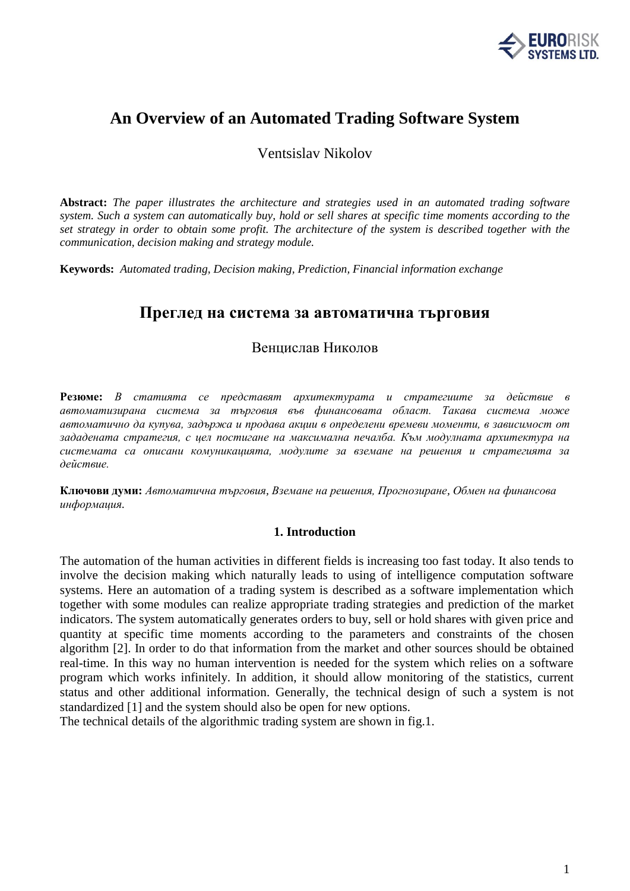# An Overview of an Automated Trading Software System

Ventsislav Nikolov

**Abstract:** *The paper illustrates the architecture and strategies used in an automated trading software system. Such a system can automatically buy, hold or sell shares at specific time moments according to the set strategy in order to obtain some profit. The architecture of the system is described together with the communication, decision making and strategy module.*

**Keywords:** *Automated trading, Decision making, Prediction, Financial information exchange*

# Преглед на система за автоматична търговия

Венцислав Николов

**Резюме:** *В статията се представят архитектурата и стратегиите за действие в автоматизирана система за търговия във финансовата област. Такава система може автоматично да купува, задържа и продава акции в определени времеви моменти, в зависимост от зададената стратегия, с цел постигане на максимална печалба. Към модулната архитектура на системата са описани комуникацията, модулите за вземане на решения и стратегията за действие.*

**Ключови думи:** *Автоматична търговия, Вземане на решения, Прогнозиране, Обмен на финансова информация.*

## 1. Introduction

The automation of the human activities in different fields is increasing too fast today. It also tends to involve the decision making which naturally leads to using of intelligence computation software systems. Here an automation of a trading system is described as a software implementation which together with some modules can realize appropriate trading strategies and prediction of the market indicators. The system automatically generates orders to buy, sell or hold shares with given price and quantity at specific time moments according to the parameters and constraints of the chosen algorithm [2]. In order to do that information from the market and other sources should be obtained real-time. In this way no human intervention is needed for the system which relies on a software program which works infinitely. In addition, it should allow monitoring of the statistics, current status and other additional information. Generally, the technical design of such a system is not standardized [1] and the system should also be open for new options.

The technical details of the algorithmic trading system are shown in fig.1.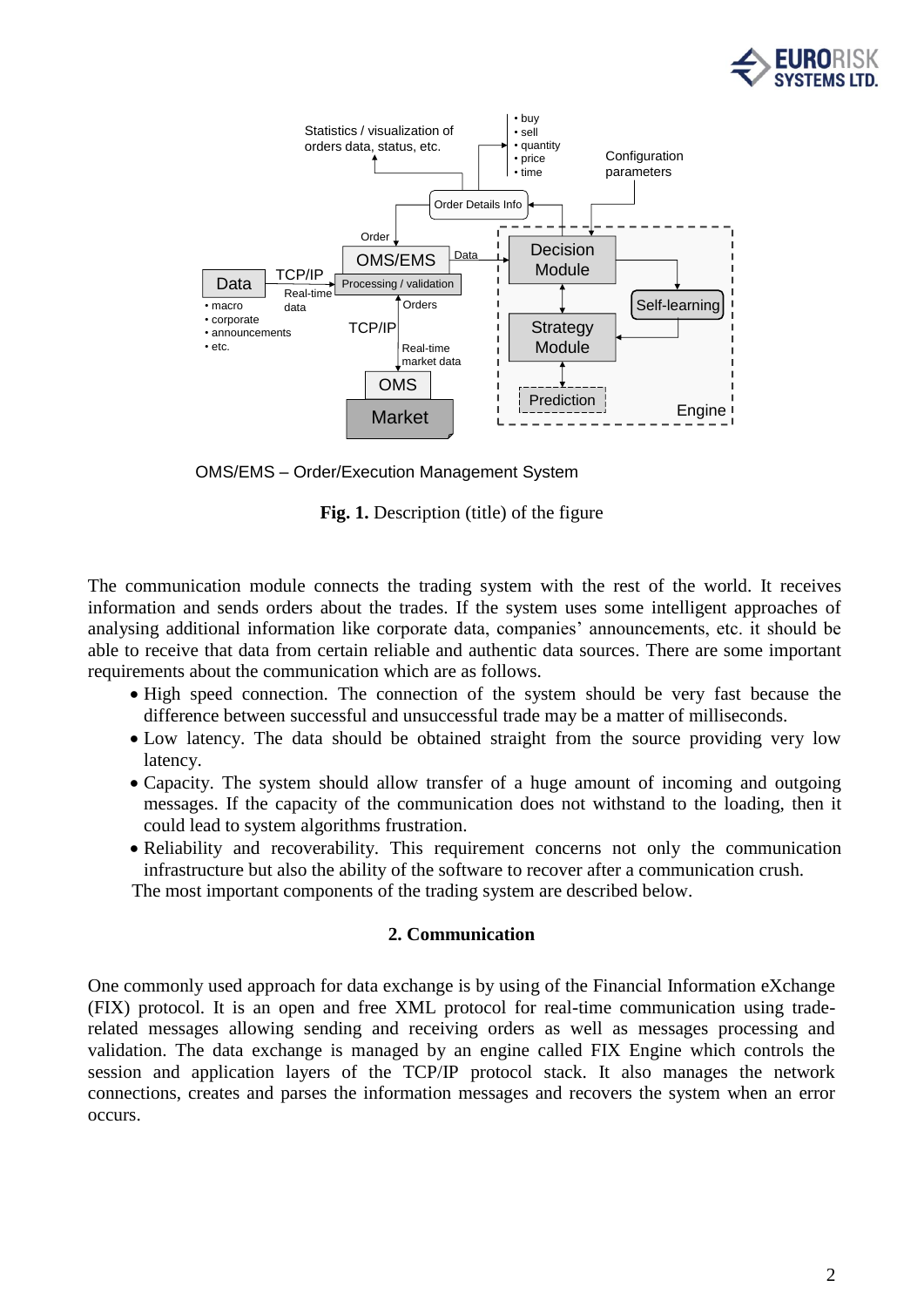OMS/EMS – Order/Execution Management System

**Fig. 1.** Description (title) of the figure

The communication module connects the trading system with the rest of the world. It receives information and sends orders about the trades. If the system uses some intelligent approaches of analysing additional information like corporate data, companies' announcements, etc. it should be able to receive that data from certain reliable and authentic data sources. There are some important requirements about the communication which are as follows.

- High speed connection. The connection of the system should be very fast because the difference between successful and unsuccessful trade may be a matter of milliseconds.
- Low latency. The data should be obtained straight from the source providing very low latency.
- Capacity. The system should allow transfer of a huge amount of incoming and outgoing messages. If the capacity of the communication does not withstand to the loading, then it could lead to system algorithms frustration.
- Reliability and recoverability. This requirement concerns not only the communication infrastructure but also the ability of the software to recover after a communication crush.

The most important components of the trading system are described below.

## 2. Communication

One commonly used approach for data exchange is by using of the Financial Information eXchange (FIX) protocol. It is an open and free XML protocol for real-time communication using trade-related messages allowing sending and receiving orders as well as messages processing and validation. The data exchange is managed by an engine called FIX Engine which controls the session and application layers of the TCP/IP protocol stack. It also manages the network connections, creates and parses the information messages and recovers the system when an error occurs.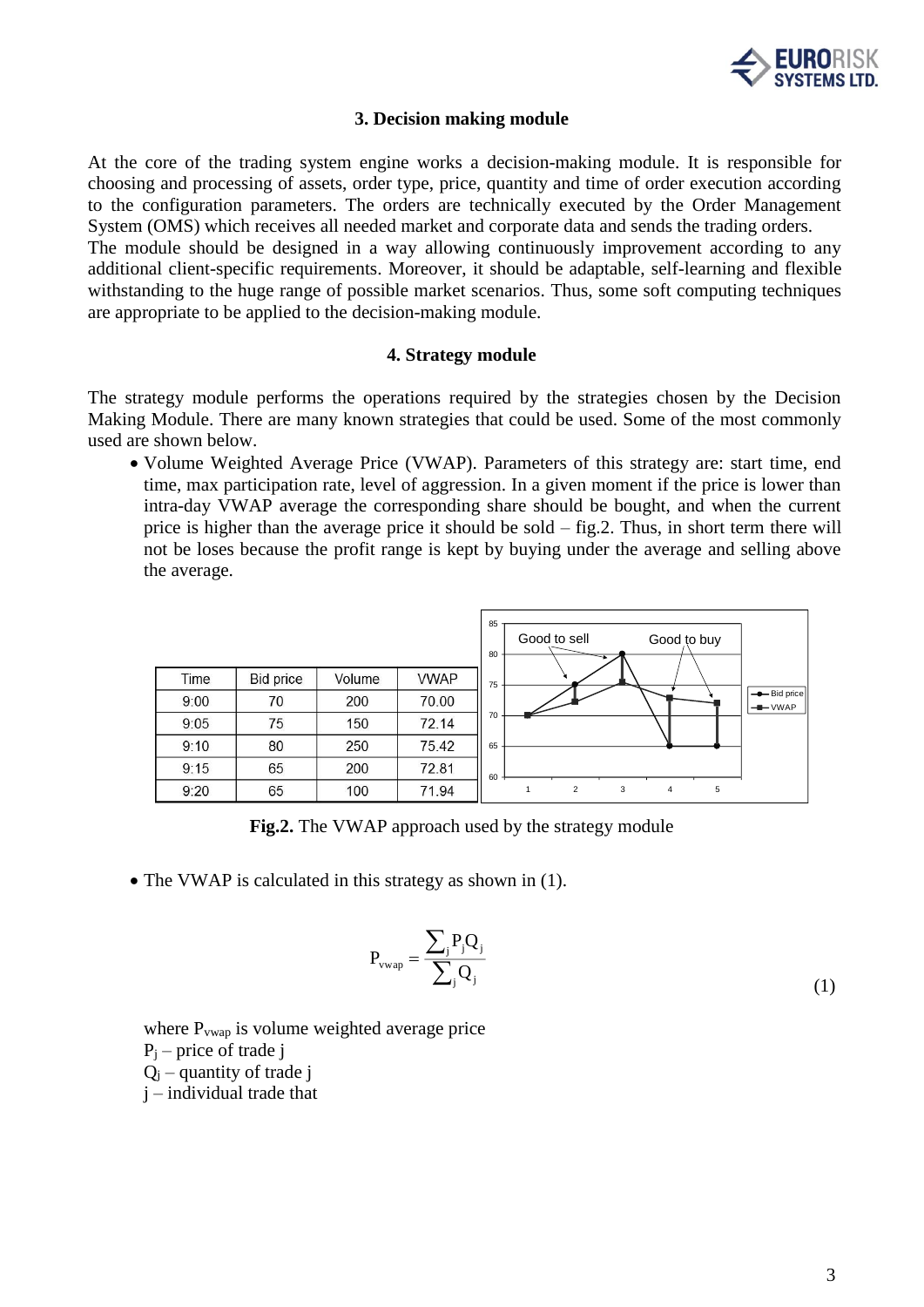## 3. Decision making module

At the core of the trading system engine works a decision-making module. It is responsible for choosing and processing of assets, order type, price, quantity and time of order execution according to the configuration parameters. The orders are technically executed by the Order Management System (OMS) which receives all needed market and corporate data and sends the trading orders.
The module should be designed in a way allowing continuously improvement according to any additional client-specific requirements. Moreover, it should be adaptable, self-learning and flexible withstanding to the huge range of possible market scenarios. Thus, some soft computing techniques are appropriate to be applied to the decision-making module.

## 4. Strategy module

The strategy module performs the operations required by the strategies chosen by the Decision Making Module. There are many known strategies that could be used. Some of the most commonly used are shown below.

- Volume Weighted Average Price (VWAP). Parameters of this strategy are: start time, end time, max participation rate, level of aggression. In a given moment if the price is lower than intra-day VWAP average the corresponding share should be bought, and when the current price is higher than the average price it should be sold – fig.2. Thus, in short term there will not be loses because the profit range is kept by buying under the average and selling above the average.

| Time | Bid price | Volume | VWAP |
|---|---|---|---|
| 9:00 | 70 | 200 | 70.00 |
| 9:05 | 75 | 150 | 72.14 |
| 9:10 | 80 | 250 | 75.42 |
| 9:15 | 65 | 200 | 72.81 |
| 9:20 | 65 | 100 | 71.94 |

**Fig.2.** The VWAP approach used by the strategy module

- The VWAP is calculated in this strategy as shown in (1).

$$P_{vwap} = \frac{\sum_j P_j Q_j}{\sum_j Q_j} \tag{1}$$

where $P_{vwap}$ is volume weighted average price
$P_j$ – price of trade j
$Q_j$ – quantity of trade j
j – individual trade that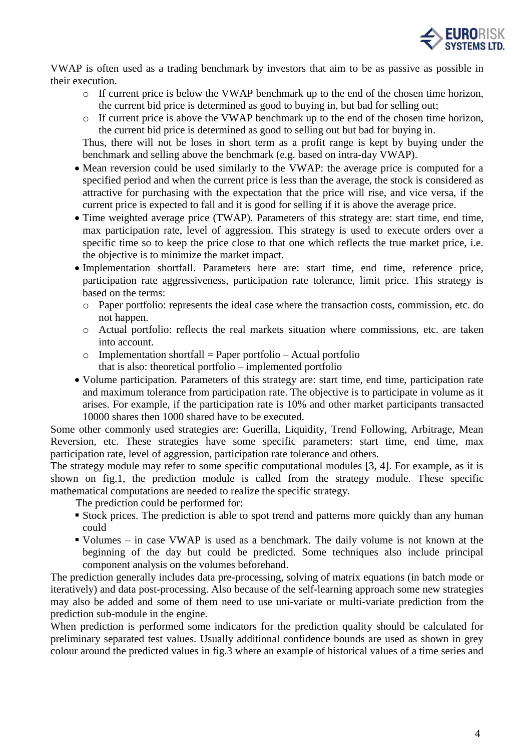VWAP is often used as a trading benchmark by investors that aim to be as passive as possible in their execution.

  - If current price is below the VWAP benchmark up to the end of the chosen time horizon, the current bid price is determined as good to buying in, but bad for selling out;
  - If current price is above the VWAP benchmark up to the end of the chosen time horizon, the current bid price is determined as good to selling out but bad for buying in.

  Thus, there will not be loses in short term as a profit range is kept by buying under the benchmark and selling above the benchmark (e.g. based on intra-day VWAP).

- Mean reversion could be used similarly to the VWAP: the average price is computed for a specified period and when the current price is less than the average, the stock is considered as attractive for purchasing with the expectation that the price will rise, and vice versa, if the current price is expected to fall and it is good for selling if it is above the average price.
- Time weighted average price (TWAP). Parameters of this strategy are: start time, end time, max participation rate, level of aggression. This strategy is used to execute orders over a specific time so to keep the price close to that one which reflects the true market price, i.e. the objective is to minimize the market impact.
- Implementation shortfall. Parameters here are: start time, end time, reference price, participation rate aggressiveness, participation rate tolerance, limit price. This strategy is based on the terms:
  - Paper portfolio: represents the ideal case where the transaction costs, commission, etc. do not happen.
  - Actual portfolio: reflects the real markets situation where commissions, etc. are taken into account.
  - Implementation shortfall = Paper portfolio – Actual portfolio
    that is also: theoretical portfolio – implemented portfolio
- Volume participation. Parameters of this strategy are: start time, end time, participation rate and maximum tolerance from participation rate. The objective is to participate in volume as it arises. For example, if the participation rate is 10% and other market participants transacted 10000 shares then 1000 shared have to be executed.

Some other commonly used strategies are: Guerilla, Liquidity, Trend Following, Arbitrage, Mean Reversion, etc. These strategies have some specific parameters: start time, end time, max participation rate, level of aggression, participation rate tolerance and others.

The strategy module may refer to some specific computational modules [3, 4]. For example, as it is shown on fig.1, the prediction module is called from the strategy module. These specific mathematical computations are needed to realize the specific strategy.

The prediction could be performed for:

- Stock prices. The prediction is able to spot trend and patterns more quickly than any human could
- Volumes – in case VWAP is used as a benchmark. The daily volume is not known at the beginning of the day but could be predicted. Some techniques also include principal component analysis on the volumes beforehand.

The prediction generally includes data pre-processing, solving of matrix equations (in batch mode or iteratively) and data post-processing. Also because of the self-learning approach some new strategies may also be added and some of them need to use uni-variate or multi-variate prediction from the prediction sub-module in the engine.

When prediction is performed some indicators for the prediction quality should be calculated for preliminary separated test values. Usually additional confidence bounds are used as shown in grey colour around the predicted values in fig.3 where an example of historical values of a time series and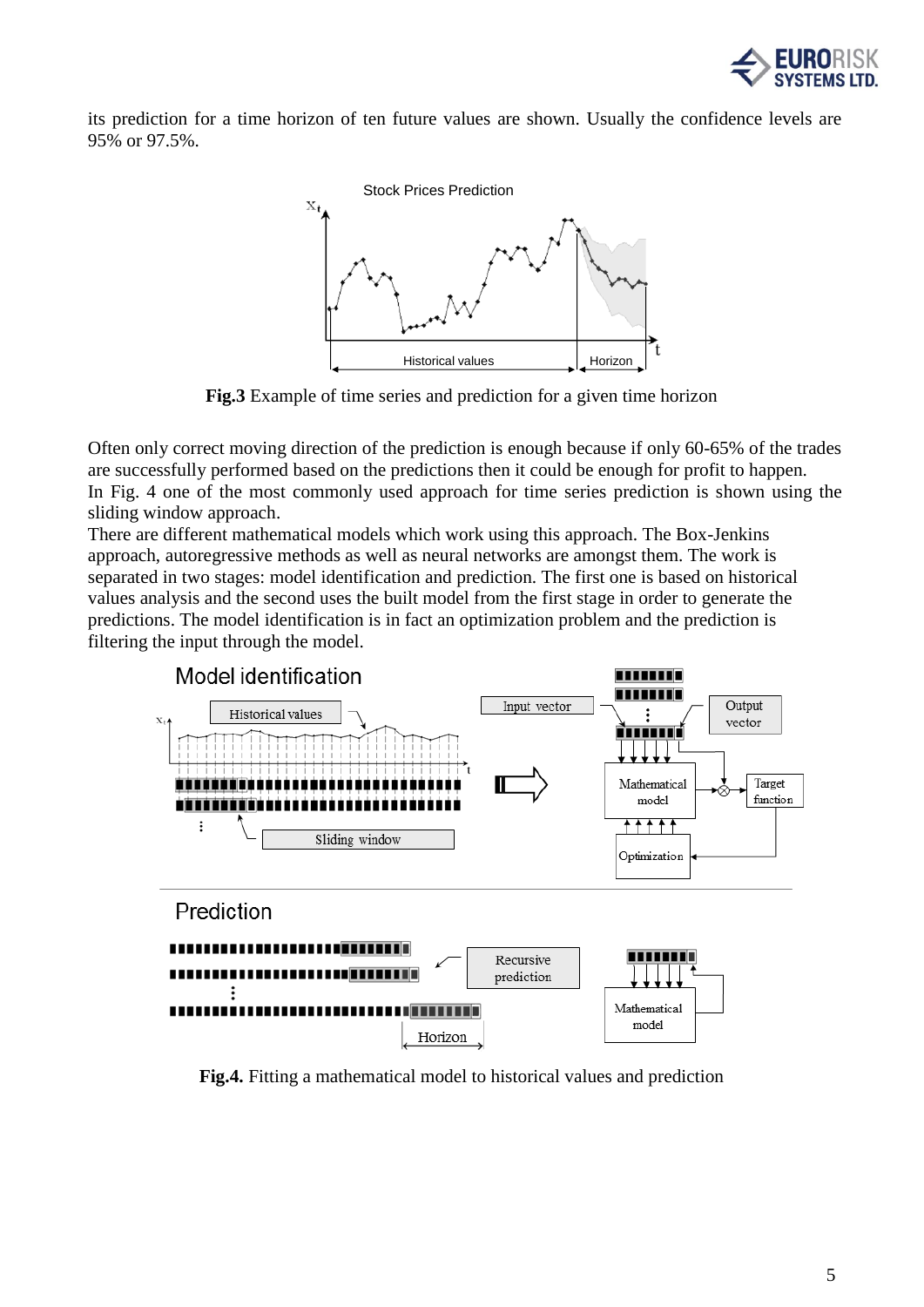its prediction for a time horizon of ten future values are shown. Usually the confidence levels are 95% or 97.5%.

**Fig.3** Example of time series and prediction for a given time horizon

Often only correct moving direction of the prediction is enough because if only 60-65% of the trades are successfully performed based on the predictions then it could be enough for profit to happen.
In Fig. 4 one of the most commonly used approach for time series prediction is shown using the sliding window approach.
There are different mathematical models which work using this approach. The Box-Jenkins approach, autoregressive methods as well as neural networks are amongst them. The work is separated in two stages: model identification and prediction. The first one is based on historical values analysis and the second uses the built model from the first stage in order to generate the predictions. The model identification is in fact an optimization problem and the prediction is filtering the input through the model.

**Fig.4.** Fitting a mathematical model to historical values and prediction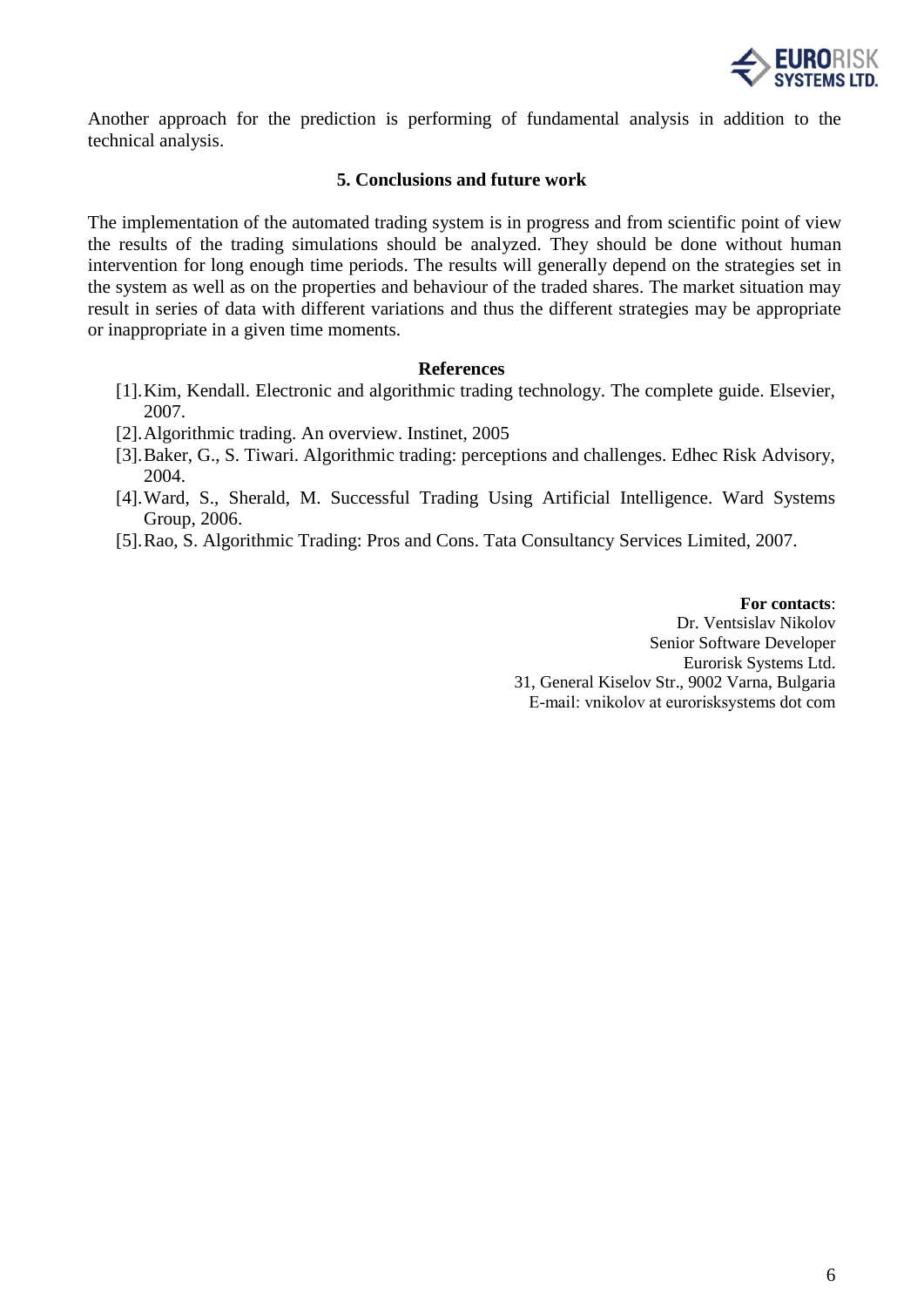Another approach for the prediction is performing of fundamental analysis in addition to the technical analysis.

## 5. Conclusions and future work

The implementation of the automated trading system is in progress and from scientific point of view the results of the trading simulations should be analyzed. They should be done without human intervention for long enough time periods. The results will generally depend on the strategies set in the system as well as on the properties and behaviour of the traded shares. The market situation may result in series of data with different variations and thus the different strategies may be appropriate or inappropriate in a given time moments.

## References

[1]. Kim, Kendall. Electronic and algorithmic trading technology. The complete guide. Elsevier, 2007.

[2]. Algorithmic trading. An overview. Instinet, 2005

[3]. Baker, G., S. Tiwari. Algorithmic trading: perceptions and challenges. Edhec Risk Advisory, 2004.

[4]. Ward, S., Sherald, M. Successful Trading Using Artificial Intelligence. Ward Systems Group, 2006.

[5]. Rao, S. Algorithmic Trading: Pros and Cons. Tata Consultancy Services Limited, 2007.

**For contacts**:
Dr. Ventsislav Nikolov
Senior Software Developer
Eurorisk Systems Ltd.
31, General Kiselov Str., 9002 Varna, Bulgaria
E-mail: vnikolov at euroriskssystems dot com